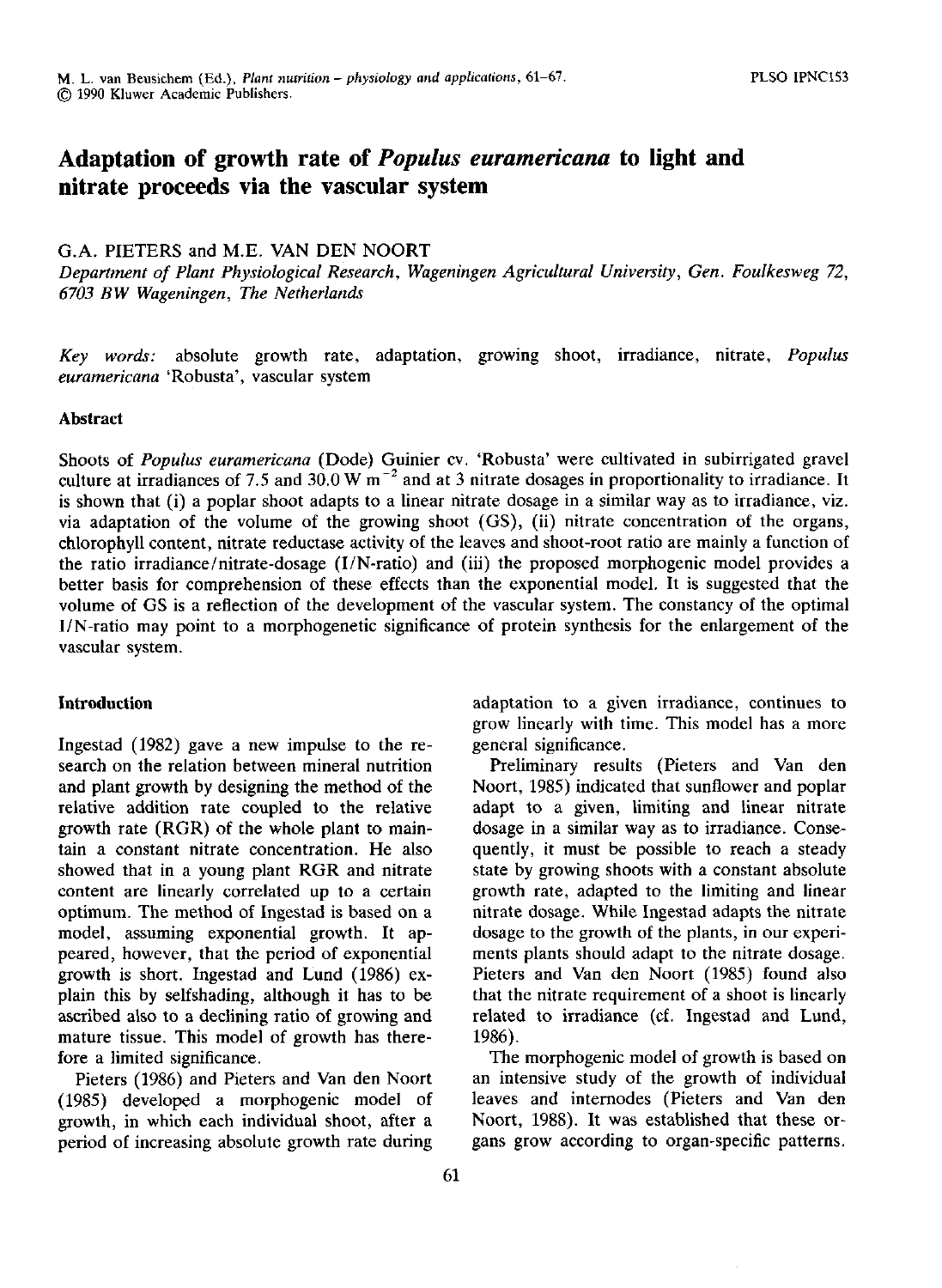# Adaptation of growth rate of *Populus euramericana* to light and nitrate proceeds via the vascular system

G.A. PIETERS and M.E. VAN DEN NOORT

*Department of Plant Physiological Research, Wageningen Agricultural University, Gen. Foulkesweg 72, 6703 BW Wageningen, The Netherlands*

*Key words:* absolute growth rate, adaptation, growing shoot, irradiance, nitrate, *Populus euramericana* 'Robusta', vascular system

## Abstract

Shoots of *Populus euramericana* (Dode) Guinier cv. 'Robusta' were cultivated in subirrigated gravel culture at irradiances of 7.5 and 30.0 W $m^{-2}$ and at 3 nitrate dosages in proportionality to irradiance. It is shown that (i) a poplar shoot adapts to a linear nitrate dosage in a similar way as to irradiance, viz. via adaptation of the volume of the growing shoot (GS), (ii) nitrate concentration of the organs, chlorophyll content, nitrate reductase activity of the leaves and shoot-root ratio are mainly a function of the ratio irradiance/nitrate-dosage (I/N-ratio) and (iii) the proposed morphogenic model provides a better basis for comprehension of these effects than the exponential model. It is suggested that the volume of GS is a reflection of the development of the vascular system. The constancy of the optimal I/N-ratio may point to a morphogenetic significance of protein synthesis for the enlargement of the vascular system.

## Introduction

Ingestad (1982) gave a new impulse to the research on the relation between mineral nutrition and plant growth by designing the method of the relative addition rate coupled to the relative growth rate (RGR) of the whole plant to maintain a constant nitrate concentration. He also showed that in a young plant RGR and nitrate content are linearly correlated up to a certain optimum. The method of Ingestad is based on a model, assuming exponential growth. It appeared, however, that the period of exponential growth is short. Ingestad and Lund (1986) explain this by selfshading, although it has to be ascribed also to a declining ratio of growing and mature tissue. This model of growth has therefore a limited significance.

Pieters (1986) and Pieters and Van den Noort (1985) developed a morphogenic model of growth, in which each individual shoot, after a period of increasing absolute growth rate during adaptation to a given irradiance, continues to grow linearly with time. This model has a more general significance.

Preliminary results (Pieters and Van den Noort, 1985) indicated that sunflower and poplar adapt to a given, limiting and linear nitrate dosage in a similar way as to irradiance. Consequently, it must be possible to reach a steady state by growing shoots with a constant absolute growth rate, adapted to the limiting and linear nitrate dosage. While Ingestad adapts the nitrate dosage to the growth of the plants, in our experiments plants should adapt to the nitrate dosage. Pieters and Van den Noort (1985) found also that the nitrate requirement of a shoot is linearly related to irradiance (cf. Ingestad and Lund, 1986).

The morphogenic model of growth is based on an intensive study of the growth of individual leaves and internodes (Pieters and Van den Noort, 1988). It was established that these organs grow according to organ-specific patterns.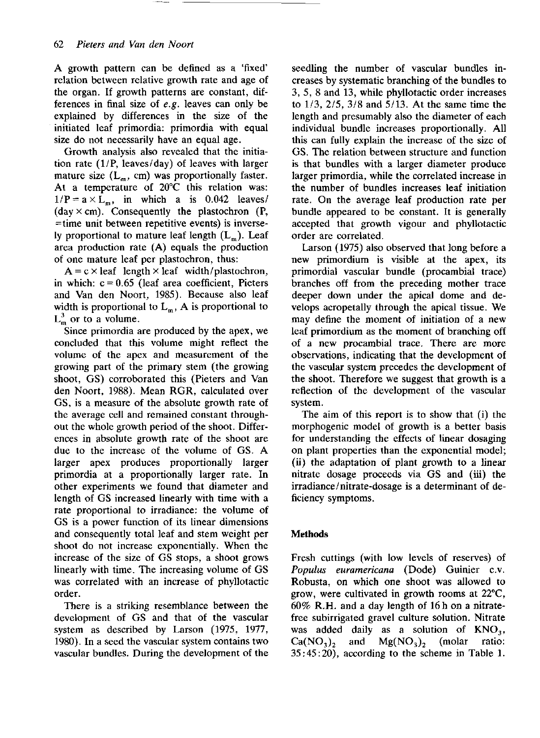A growth pattern can be defined as a 'fixed' relation between relative growth rate and age of the organ. If growth patterns are constant, differences in final size of *e.g.* leaves can only be explained by differences in the size of the initiated leaf primordia: primordia with equal size do not necessarily have an equal age.

Growth analysis also revealed that the initiation rate (1/P, leaves/day) of leaves with larger mature size ($L_m$, cm) was proportionally faster. At a temperature of 20°C this relation was: $1/P = a \times L_m$, in which a is 0.042 leaves/(day × cm). Consequently the plastochron (P, = time unit between repetitive events) is inversely proportional to mature leaf length ($L_m$). Leaf area production rate (A) equals the production of one mature leaf per plastochron, thus:

$A = c \times \text{leaf length} \times \text{leaf width/plastochron}$, in which: c = 0.65 (leaf area coefficient, Pieters and Van den Noort, 1985). Because also leaf width is proportional to $L_m$, A is proportional to $L_m^3$ or to a volume.

Since primordia are produced by the apex, we concluded that this volume might reflect the volume of the apex and measurement of the growing part of the primary stem (the growing shoot, GS) corroborated this (Pieters and Van den Noort, 1988). Mean RGR, calculated over GS, is a measure of the absolute growth rate of the average cell and remained constant throughout the whole growth period of the shoot. Differences in absolute growth rate of the shoot are due to the increase of the volume of GS. A larger apex produces proportionally larger primordia at a proportionally larger rate. In other experiments we found that diameter and length of GS increased linearly with time with a rate proportional to irradiance: the volume of GS is a power function of its linear dimensions and consequently total leaf and stem weight per shoot do not increase exponentially. When the increase of the size of GS stops, a shoot grows linearly with time. The increasing volume of GS was correlated with an increase of phyllotactic order.

There is a striking resemblance between the development of GS and that of the vascular system as described by Larson (1975, 1977, 1980). In a seed the vascular system contains two vascular bundles. During the development of the seedling the number of vascular bundles increases by systematic branching of the bundles to 3, 5, 8 and 13, while phyllotactic order increases to 1/3, 2/5, 3/8 and 5/13. At the same time the length and presumably also the diameter of each individual bundle increases proportionally. All this can fully explain the increase of the size of GS. The relation between structure and function is that bundles with a larger diameter produce larger primordia, while the correlated increase in the number of bundles increases leaf initiation rate. On the average leaf production rate per bundle appeared to be constant. It is generally accepted that growth vigour and phyllotactic order are correlated.

Larson (1975) also observed that long before a new primordium is visible at the apex, its primordial vascular bundle (procambial trace) branches off from the preceding mother trace deeper down under the apical dome and develops acropetally through the apical tissue. We may define the moment of initiation of a new leaf primordium as the moment of branching off of a new procambial trace. There are more observations, indicating that the development of the vascular system precedes the development of the shoot. Therefore we suggest that growth is a reflection of the development of the vascular system.

The aim of this report is to show that (i) the morphogenic model of growth is a better basis for understanding the effects of linear dosaging on plant properties than the exponential model; (ii) the adaptation of plant growth to a linear nitrate dosage proceeds via GS and (iii) the irradiance/nitrate-dosage is a determinant of deficiency symptoms.

## Methods

Fresh cuttings (with low levels of reserves) of *Populus euramericana* (Dode) Guinier c.v. Robusta, on which one shoot was allowed to grow, were cultivated in growth rooms at 22°C, 60% R.H. and a day length of 16 h on a nitrate-free subirrigated gravel culture solution. Nitrate was added daily as a solution of $KNO_3$, $Ca(NO_3)_2$ and $Mg(NO_3)_2$ (molar ratio: 35:45:20), according to the scheme in Table 1.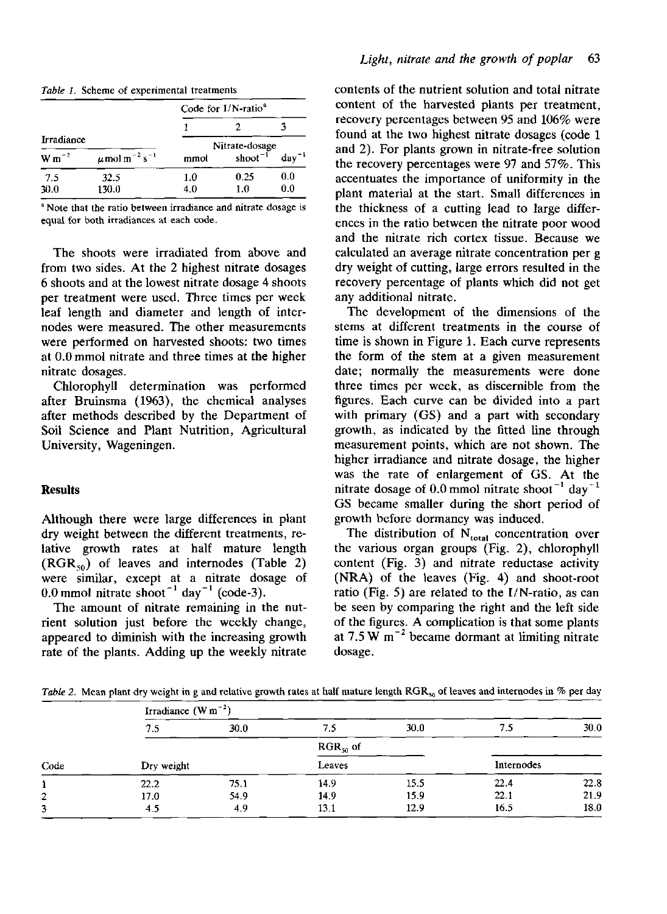*Table 1.* Scheme of experimental treatments

| Irradiance | | Code for I/N-ratio[a] | | |
|---|---|---|---|---|
| | | 1 | 2 | 3 |
| | | Nitrate-dosage | | |
| $W\,m^{-2}$ | $\mu mol\,m^{-2}\,s^{-1}$ | mmol | $shoot^{-1}$ | $day^{-1}$ |
| 7.5 | 32.5 | 1.0 | 0.25 | 0.0 |
| 30.0 | 130.0 | 4.0 | 1.0 | 0.0 |

[a] Note that the ratio between irradiance and nitrate dosage is equal for both irradiances at each code.

The shoots were irradiated from above and from two sides. At the 2 highest nitrate dosages 6 shoots and at the lowest nitrate dosage 4 shoots per treatment were used. Three times per week leaf length and diameter and length of internodes were measured. The other measurements were performed on harvested shoots: two times at 0.0 mmol nitrate and three times at the higher nitrate dosages.

Chlorophyll determination was performed after Bruinsma (1963), the chemical analyses after methods described by the Department of Soil Science and Plant Nutrition, Agricultural University, Wageningen.

## Results

Although there were large differences in plant dry weight between the different treatments, relative growth rates at half mature length ($RGR_{50}$) of leaves and internodes (Table 2) were similar, except at a nitrate dosage of 0.0 mmol nitrate $shoot^{-1}\,day^{-1}$ (code-3).

The amount of nitrate remaining in the nutrient solution just before the weekly change, appeared to diminish with the increasing growth rate of the plants. Adding up the weekly nitrate contents of the nutrient solution and total nitrate content of the harvested plants per treatment, recovery percentages between 95 and 106% were found at the two highest nitrate dosages (code 1 and 2). For plants grown in nitrate-free solution the recovery percentages were 97 and 57%. This accentuates the importance of uniformity in the plant material at the start. Small differences in the thickness of a cutting lead to large differences in the ratio between the nitrate poor wood and the nitrate rich cortex tissue. Because we calculated an average nitrate concentration per g dry weight of cutting, large errors resulted in the recovery percentage of plants which did not get any additional nitrate.

The development of the dimensions of the stems at different treatments in the course of time is shown in Figure 1. Each curve represents the form of the stem at a given measurement date; normally the measurements were done three times per week, as discernible from the figures. Each curve can be divided into a part with primary (GS) and a part with secondary growth, as indicated by the fitted line through measurement points, which are not shown. The higher irradiance and nitrate dosage, the higher was the rate of enlargement of GS. At the nitrate dosage of 0.0 mmol nitrate $shoot^{-1}\,day^{-1}$ GS became smaller during the short period of growth before dormancy was induced.

The distribution of $N_{total}$ concentration over the various organ groups (Fig. 2), chlorophyll content (Fig. 3) and nitrate reductase activity (NRA) of the leaves (Fig. 4) and shoot-root ratio (Fig. 5) are related to the I/N-ratio, as can be seen by comparing the right and the left side of the figures. A complication is that some plants at 7.5 $W\,m^{-2}$ became dormant at limiting nitrate dosage.

*Table 2.* Mean plant dry weight in g and relative growth rates at half mature length $RGR_{50}$ of leaves and internodes in % per day

| | Irradiance ($W\,m^{-2}$) | | | | | |
|---|---|---|---|---|---|---|
| | 7.5 | 30.0 | 7.5 | 30.0 | 7.5 | 30.0 |
| | | | $RGR_{50}$ of | | | |
| Code | Dry weight | | Leaves | | Internodes | |
| 1 | 22.2 | 75.1 | 14.9 | 15.5 | 22.4 | 22.8 |
| 2 | 17.0 | 54.9 | 14.9 | 15.9 | 22.1 | 21.9 |
| 3 | 4.5 | 4.9 | 13.1 | 12.9 | 16.5 | 18.0 |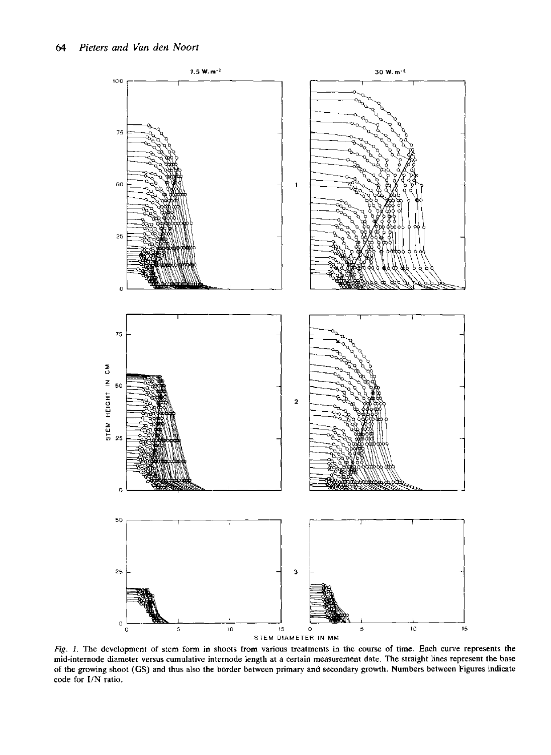*Fig. 1.* The development of stem form in shoots from various treatments in the course of time. Each curve represents the mid-internode diameter versus cumulative internode length at a certain measurement date. The straight lines represent the base of the growing shoot (GS) and thus also the border between primary and secondary growth. Numbers between Figures indicate code for I/N ratio.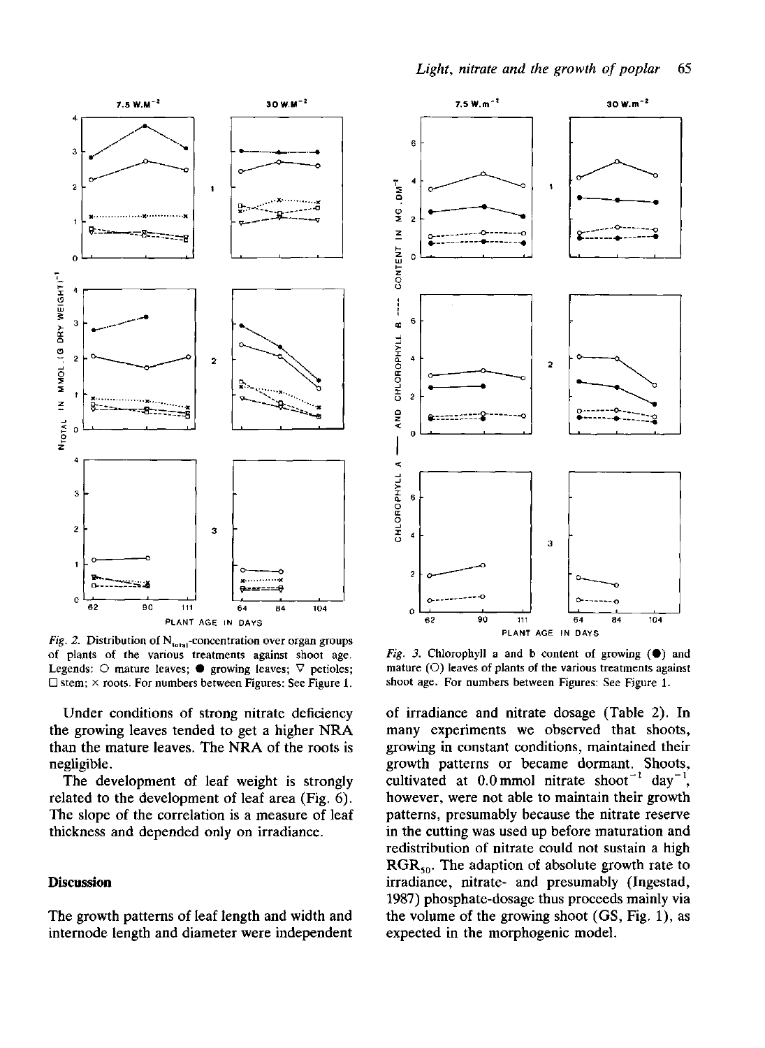*Fig. 2.* Distribution of $N_{total}$-concentration over organ groups of plants of the various treatments against shoot age. Legends: ○ mature leaves; ● growing leaves; ▽ petioles; □ stem; × roots. For numbers between Figures: See Figure 1.

*Fig. 3.* Chlorophyll a and b content of growing (●) and mature (○) leaves of plants of the various treatments against shoot age. For numbers between Figures: See Figure 1.

Under conditions of strong nitrate deficiency the growing leaves tended to get a higher NRA than the mature leaves. The NRA of the roots is negligible.

The development of leaf weight is strongly related to the development of leaf area (Fig. 6). The slope of the correlation is a measure of leaf thickness and depended only on irradiance.

## Discussion

The growth patterns of leaf length and width and internode length and diameter were independent of irradiance and nitrate dosage (Table 2). In many experiments we observed that shoots, growing in constant conditions, maintained their growth patterns or became dormant. Shoots, cultivated at 0.0 mmol nitrate $shoot^{-1}$ $day^{-1}$, however, were not able to maintain their growth patterns, presumably because the nitrate reserve in the cutting was used up before maturation and redistribution of nitrate could not sustain a high $RGR_{50}$. The adaption of absolute growth rate to irradiance, nitrate- and presumably (Ingestad, 1987) phosphate-dosage thus proceeds mainly via the volume of the growing shoot (GS, Fig. 1), as expected in the morphogenic model.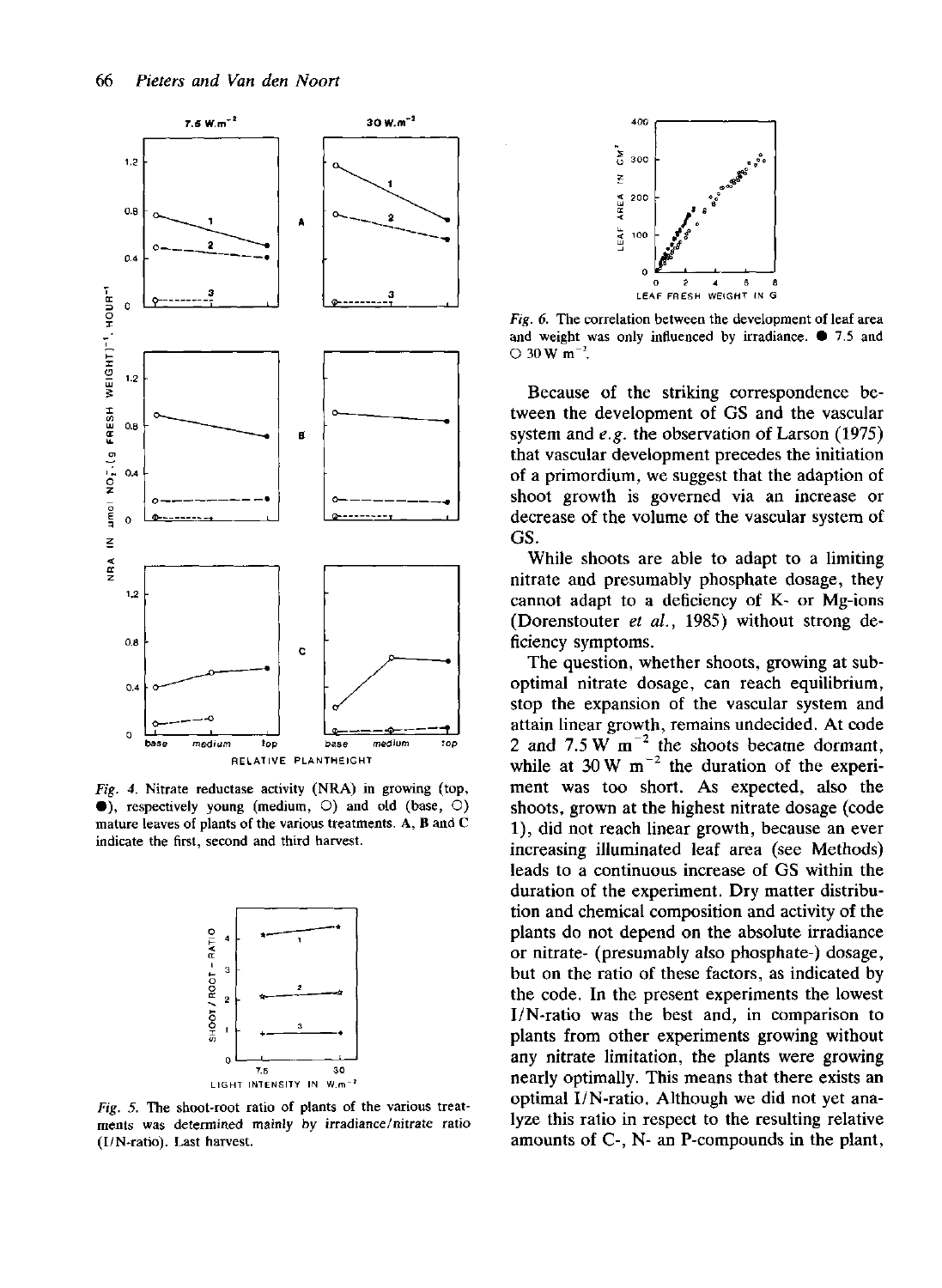Fig. 4. Nitrate reductase activity (NRA) in growing (top, ●), respectively young (medium, ○) and old (base, ○) mature leaves of plants of the various treatments. A, B and C indicate the first, second and third harvest.

Fig. 5. The shoot-root ratio of plants of the various treatments was determined mainly by irradiance/nitrate ratio (I/N-ratio). Last harvest.

Fig. 6. The correlation between the development of leaf area and weight was only influenced by irradiance. ● 7.5 and ○ 30 W m$^{-2}$.

Because of the striking correspondence between the development of GS and the vascular system and *e.g.* the observation of Larson (1975) that vascular development precedes the initiation of a primordium, we suggest that the adaption of shoot growth is governed via an increase or decrease of the volume of the vascular system of GS.

While shoots are able to adapt to a limiting nitrate and presumably phosphate dosage, they cannot adapt to a deficiency of K- or Mg-ions (Dorenstouter *et al.*, 1985) without strong deficiency symptoms.

The question, whether shoots, growing at sub-optimal nitrate dosage, can reach equilibrium, stop the expansion of the vascular system and attain linear growth, remains undecided. At code 2 and 7.5 W m$^{-2}$ the shoots became dormant, while at 30 W m$^{-2}$ the duration of the experiment was too short. As expected, also the shoots, grown at the highest nitrate dosage (code 1), did not reach linear growth, because an ever increasing illuminated leaf area (see Methods) leads to a continuous increase of GS within the duration of the experiment. Dry matter distribution and chemical composition and activity of the plants do not depend on the absolute irradiance or nitrate- (presumably also phosphate-) dosage, but on the ratio of these factors, as indicated by the code. In the present experiments the lowest I/N-ratio was the best and, in comparison to plants from other experiments growing without any nitrate limitation, the plants were growing nearly optimally. This means that there exists an optimal I/N-ratio. Although we did not yet analyze this ratio in respect to the resulting relative amounts of C-, N- an P-compounds in the plant,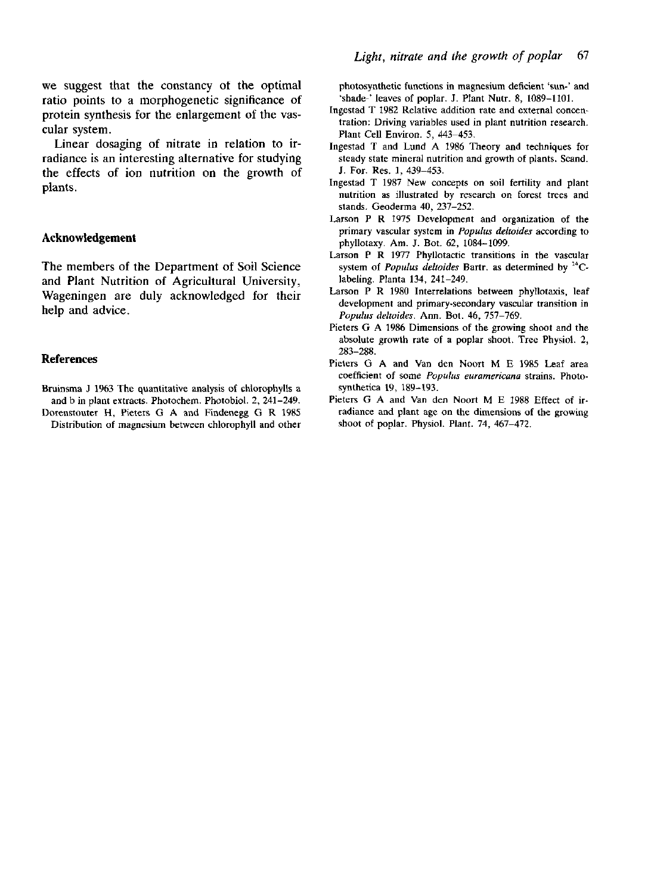we suggest that the constancy of the optimal ratio points to a morphogenetic significance of protein synthesis for the enlargement of the vascular system.

Linear dosaging of nitrate in relation to irradiance is an interesting alternative for studying the effects of ion nutrition on the growth of plants.

## Acknowledgement

The members of the Department of Soil Science and Plant Nutrition of Agricultural University, Wageningen are duly acknowledged for their help and advice.

## References

Bruinsma J 1963 The quantitative analysis of chlorophylls a and b in plant extracts. Photochem. Photobiol. 2, 241–249.

Dorenstouter H, Pieters G A and Findenegg G R 1985 Distribution of magnesium between chlorophyll and other photosynthetic functions in magnesium deficient 'sun-' and 'shade-' leaves of poplar. J. Plant Nutr. 8, 1089–1101.

Ingestad T 1982 Relative addition rate and external concentration: Driving variables used in plant nutrition research. Plant Cell Environ. 5, 443–453.

Ingestad T and Lund A 1986 Theory and techniques for steady state mineral nutrition and growth of plants. Scand. J. For. Res. 1, 439–453.

Ingestad T 1987 New concepts on soil fertility and plant nutrition as illustrated by research on forest trees and stands. Geoderma 40, 237–252.

Larson P R 1975 Development and organization of the primary vascular system in *Populus deltoides* according to phyllotaxy. Am. J. Bot. 62, 1084–1099.

Larson P R 1977 Phyllotactic transitions in the vascular system of *Populus deltoides* Bartr. as determined by $^{14}C$-labeling. Planta 134, 241–249.

Larson P R 1980 Interrelations between phyllotaxis, leaf development and primary-secondary vascular transition in *Populus deltoides*. Ann. Bot. 46, 757–769.

Pieters G A 1986 Dimensions of the growing shoot and the absolute growth rate of a poplar shoot. Tree Physiol. 2, 283–288.

Pieters G A and Van den Noort M E 1985 Leaf area coefficient of some *Populus euramericana* strains. Photosynthetica 19, 189–193.

Pieters G A and Van den Noort M E 1988 Effect of irradiance and plant age on the dimensions of the growing shoot of poplar. Physiol. Plant. 74, 467–472.